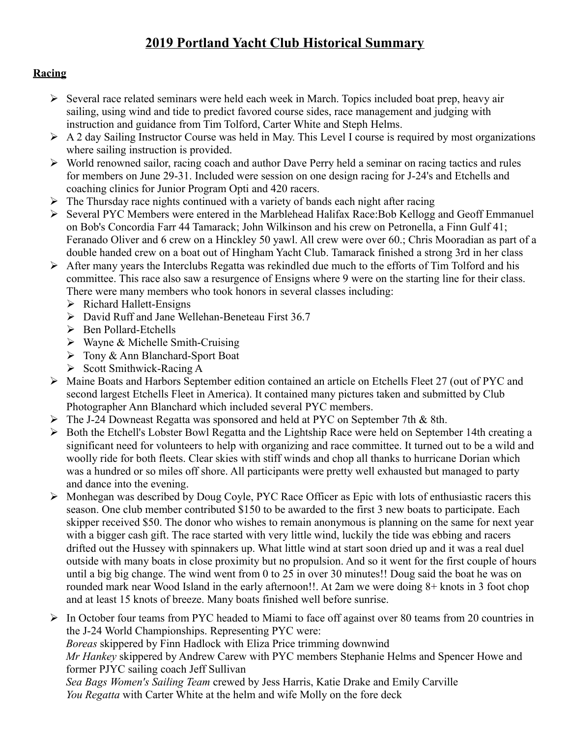# 2019 Portland Yacht Club Historical Summary

## Racing

- Several race related seminars were held each week in March. Topics included boat prep, heavy air sailing, using wind and tide to predict favored course sides, race management and judging with instruction and guidance from Tim Tolford, Carter White and Steph Helms.
- A 2 day Sailing Instructor Course was held in May. This Level I course is required by most organizations where sailing instruction is provided.
- World renowned sailor, racing coach and author Dave Perry held a seminar on racing tactics and rules for members on June 29-31. Included were session on one design racing for J-24's and Etchells and coaching clinics for Junior Program Opti and 420 racers.
- The Thursday race nights continued with a variety of bands each night after racing
- Several PYC Members were entered in the Marblehead Halifax Race:Bob Kellogg and Geoff Emmanuel on Bob's Concordia Farr 44 Tamarack; John Wilkinson and his crew on Petronella, a Finn Gulf 41; Feranado Oliver and 6 crew on a Hinckley 50 yawl. All crew were over 60.; Chris Mooradian as part of a double handed crew on a boat out of Hingham Yacht Club. Tamarack finished a strong 3rd in her class
- After many years the Interclubs Regatta was rekindled due much to the efforts of Tim Tolford and his committee. This race also saw a resurgence of Ensigns where 9 were on the starting line for their class. There were many members who took honors in several classes including:
  - Richard Hallett-Ensigns
  - David Ruff and Jane Wellehan-Beneteau First 36.7
  - Ben Pollard-Etchells
  - Wayne & Michelle Smith-Cruising
  - Tony & Ann Blanchard-Sport Boat
  - Scott Smithwick-Racing A
- Maine Boats and Harbors September edition contained an article on Etchells Fleet 27 (out of PYC and second largest Etchells Fleet in America). It contained many pictures taken and submitted by Club Photographer Ann Blanchard which included several PYC members.
- The J-24 Downeast Regatta was sponsored and held at PYC on September 7th & 8th.
- Both the Etchell's Lobster Bowl Regatta and the Lightship Race were held on September 14th creating a significant need for volunteers to help with organizing and race committee. It turned out to be a wild and woolly ride for both fleets. Clear skies with stiff winds and chop all thanks to hurricane Dorian which was a hundred or so miles off shore. All participants were pretty well exhausted but managed to party and dance into the evening.
- Monhegan was described by Doug Coyle, PYC Race Officer as Epic with lots of enthusiastic racers this season. One club member contributed $150 to be awarded to the first 3 new boats to participate. Each skipper received $50. The donor who wishes to remain anonymous is planning on the same for next year with a bigger cash gift. The race started with very little wind, luckily the tide was ebbing and racers drifted out the Hussey with spinnakers up. What little wind at start soon dried up and it was a real duel outside with many boats in close proximity but no propulsion. And so it went for the first couple of hours until a big big change. The wind went from 0 to 25 in over 30 minutes!! Doug said the boat he was on rounded mark near Wood Island in the early afternoon!!. At 2am we were doing 8+ knots in 3 foot chop and at least 15 knots of breeze. Many boats finished well before sunrise.
- In October four teams from PYC headed to Miami to face off against over 80 teams from 20 countries in the J-24 World Championships. Representing PYC were:
  *Boreas* skippered by Finn Hadlock with Eliza Price trimming downwind
  *Mr Hankey* skippered by Andrew Carew with PYC members Stephanie Helms and Spencer Howe and former PJYC sailing coach Jeff Sullivan
  *Sea Bags Women's Sailing Team* crewed by Jess Harris, Katie Drake and Emily Carville
  *You Regatta* with Carter White at the helm and wife Molly on the fore deck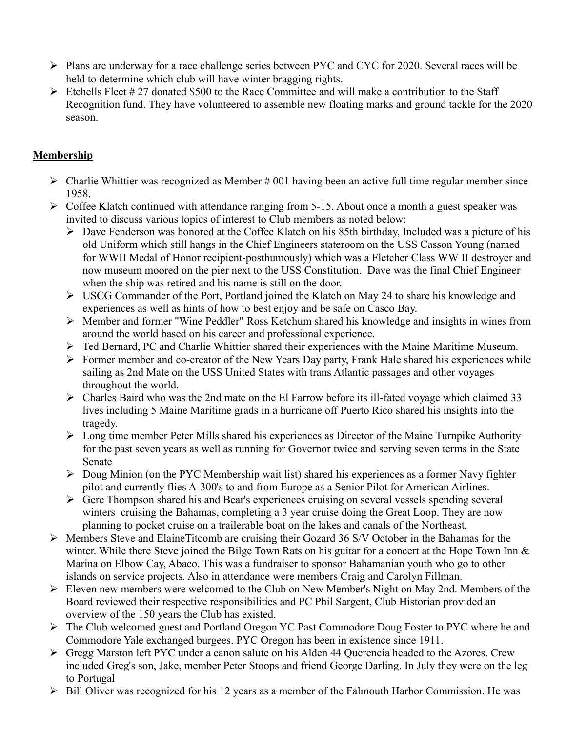- Plans are underway for a race challenge series between PYC and CYC for 2020. Several races will be held to determine which club will have winter bragging rights.
- Etchells Fleet # 27 donated $500 to the Race Committee and will make a contribution to the Staff Recognition fund. They have volunteered to assemble new floating marks and ground tackle for the 2020 season.

## Membership

- Charlie Whittier was recognized as Member # 001 having been an active full time regular member since 1958.
- Coffee Klatch continued with attendance ranging from 5-15. About once a month a guest speaker was invited to discuss various topics of interest to Club members as noted below:
  - Dave Fenderson was honored at the Coffee Klatch on his 85th birthday, Included was a picture of his old Uniform which still hangs in the Chief Engineers stateroom on the USS Casson Young (named for WWII Medal of Honor recipient-posthumously) which was a Fletcher Class WW II destroyer and now museum moored on the pier next to the USS Constitution. Dave was the final Chief Engineer when the ship was retired and his name is still on the door.
  - USCG Commander of the Port, Portland joined the Klatch on May 24 to share his knowledge and experiences as well as hints of how to best enjoy and be safe on Casco Bay.
  - Member and former "Wine Peddler" Ross Ketchum shared his knowledge and insights in wines from around the world based on his career and professional experience.
  - Ted Bernard, PC and Charlie Whittier shared their experiences with the Maine Maritime Museum.
  - Former member and co-creator of the New Years Day party, Frank Hale shared his experiences while sailing as 2nd Mate on the USS United States with trans Atlantic passages and other voyages throughout the world.
  - Charles Baird who was the 2nd mate on the El Farrow before its ill-fated voyage which claimed 33 lives including 5 Maine Maritime grads in a hurricane off Puerto Rico shared his insights into the tragedy.
  - Long time member Peter Mills shared his experiences as Director of the Maine Turnpike Authority for the past seven years as well as running for Governor twice and serving seven terms in the State Senate
  - Doug Minion (on the PYC Membership wait list) shared his experiences as a former Navy fighter pilot and currently flies A-300's to and from Europe as a Senior Pilot for American Airlines.
  - Gere Thompson shared his and Bear's experiences cruising on several vessels spending several winters cruising the Bahamas, completing a 3 year cruise doing the Great Loop. They are now planning to pocket cruise on a trailerable boat on the lakes and canals of the Northeast.
- Members Steve and ElaineTitcomb are cruising their Gozard 36 S/V October in the Bahamas for the winter. While there Steve joined the Bilge Town Rats on his guitar for a concert at the Hope Town Inn & Marina on Elbow Cay, Abaco. This was a fundraiser to sponsor Bahamanian youth who go to other islands on service projects. Also in attendance were members Craig and Carolyn Fillman.
- Eleven new members were welcomed to the Club on New Member's Night on May 2nd. Members of the Board reviewed their respective responsibilities and PC Phil Sargent, Club Historian provided an overview of the 150 years the Club has existed.
- The Club welcomed guest and Portland Oregon YC Past Commodore Doug Foster to PYC where he and Commodore Yale exchanged burgees. PYC Oregon has been in existence since 1911.
- Gregg Marston left PYC under a canon salute on his Alden 44 Querencia headed to the Azores. Crew included Greg's son, Jake, member Peter Stoops and friend George Darling. In July they were on the leg to Portugal
- Bill Oliver was recognized for his 12 years as a member of the Falmouth Harbor Commission. He was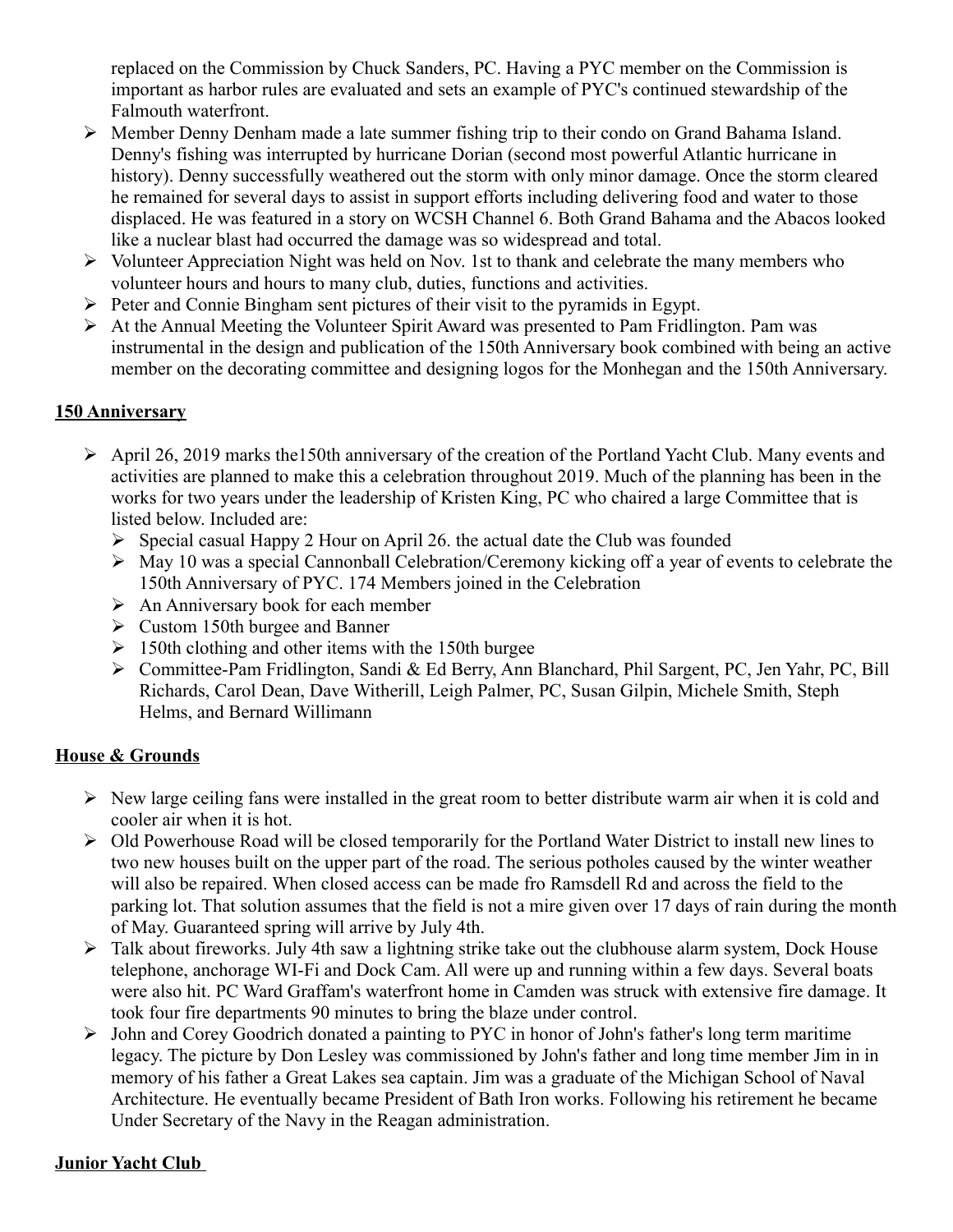replaced on the Commission by Chuck Sanders, PC. Having a PYC member on the Commission is important as harbor rules are evaluated and sets an example of PYC's continued stewardship of the Falmouth waterfront.

- Member Denny Denham made a late summer fishing trip to their condo on Grand Bahama Island. Denny's fishing was interrupted by hurricane Dorian (second most powerful Atlantic hurricane in history). Denny successfully weathered out the storm with only minor damage. Once the storm cleared he remained for several days to assist in support efforts including delivering food and water to those displaced. He was featured in a story on WCSH Channel 6. Both Grand Bahama and the Abacos looked like a nuclear blast had occurred the damage was so widespread and total.
- Volunteer Appreciation Night was held on Nov. 1st to thank and celebrate the many members who volunteer hours and hours to many club, duties, functions and activities.
- Peter and Connie Bingham sent pictures of their visit to the pyramids in Egypt.
- At the Annual Meeting the Volunteer Spirit Award was presented to Pam Fridlington. Pam was instrumental in the design and publication of the 150th Anniversary book combined with being an active member on the decorating committee and designing logos for the Monhegan and the 150th Anniversary.

## **150 Anniversary**

- April 26, 2019 marks the150th anniversary of the creation of the Portland Yacht Club. Many events and activities are planned to make this a celebration throughout 2019. Much of the planning has been in the works for two years under the leadership of Kristen King, PC who chaired a large Committee that is listed below. Included are:
  - Special casual Happy 2 Hour on April 26. the actual date the Club was founded
  - May 10 was a special Cannonball Celebration/Ceremony kicking off a year of events to celebrate the 150th Anniversary of PYC. 174 Members joined in the Celebration
  - An Anniversary book for each member
  - Custom 150th burgee and Banner
  - 150th clothing and other items with the 150th burgee
  - Committee-Pam Fridlington, Sandi & Ed Berry, Ann Blanchard, Phil Sargent, PC, Jen Yahr, PC, Bill Richards, Carol Dean, Dave Witherill, Leigh Palmer, PC, Susan Gilpin, Michele Smith, Steph Helms, and Bernard Willimann

## **House & Grounds**

- New large ceiling fans were installed in the great room to better distribute warm air when it is cold and cooler air when it is hot.
- Old Powerhouse Road will be closed temporarily for the Portland Water District to install new lines to two new houses built on the upper part of the road. The serious potholes caused by the winter weather will also be repaired. When closed access can be made fro Ramsdell Rd and across the field to the parking lot. That solution assumes that the field is not a mire given over 17 days of rain during the month of May. Guaranteed spring will arrive by July 4th.
- Talk about fireworks. July 4th saw a lightning strike take out the clubhouse alarm system, Dock House telephone, anchorage WI-Fi and Dock Cam. All were up and running within a few days. Several boats were also hit. PC Ward Graffam's waterfront home in Camden was struck with extensive fire damage. It took four fire departments 90 minutes to bring the blaze under control.
- John and Corey Goodrich donated a painting to PYC in honor of John's father's long term maritime legacy. The picture by Don Lesley was commissioned by John's father and long time member Jim in in memory of his father a Great Lakes sea captain. Jim was a graduate of the Michigan School of Naval Architecture. He eventually became President of Bath Iron works. Following his retirement he became Under Secretary of the Navy in the Reagan administration.

## **Junior Yacht Club**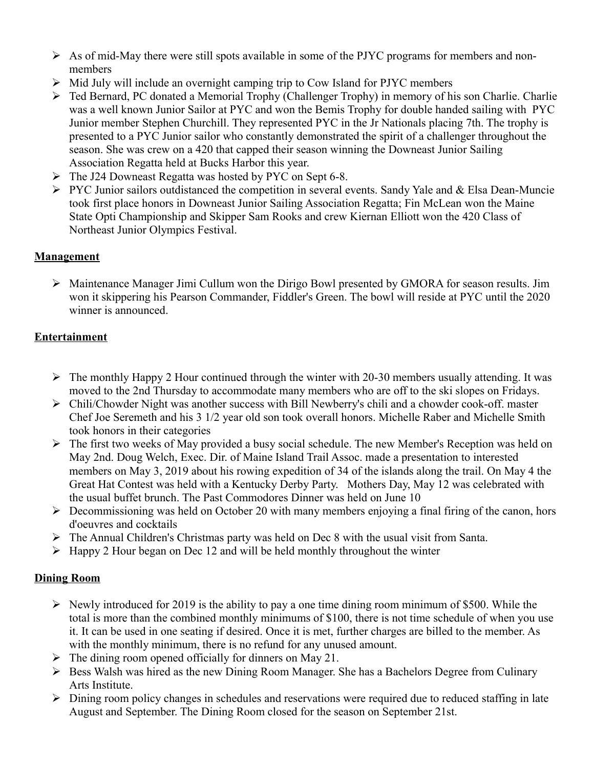- As of mid-May there were still spots available in some of the PJYC programs for members and non-members
- Mid July will include an overnight camping trip to Cow Island for PJYC members
- Ted Bernard, PC donated a Memorial Trophy (Challenger Trophy) in memory of his son Charlie. Charlie was a well known Junior Sailor at PYC and won the Bemis Trophy for double handed sailing with PYC Junior member Stephen Churchill. They represented PYC in the Jr Nationals placing 7th. The trophy is presented to a PYC Junior sailor who constantly demonstrated the spirit of a challenger throughout the season. She was crew on a 420 that capped their season winning the Downeast Junior Sailing Association Regatta held at Bucks Harbor this year.
- The J24 Downeast Regatta was hosted by PYC on Sept 6-8.
- PYC Junior sailors outdistanced the competition in several events. Sandy Yale and & Elsa Dean-Muncie took first place honors in Downeast Junior Sailing Association Regatta; Fin McLean won the Maine State Opti Championship and Skipper Sam Rooks and crew Kiernan Elliott won the 420 Class of Northeast Junior Olympics Festival.

## Management

- Maintenance Manager Jimi Cullum won the Dirigo Bowl presented by GMORA for season results. Jim won it skippering his Pearson Commander, Fiddler's Green. The bowl will reside at PYC until the 2020 winner is announced.

## Entertainment

- The monthly Happy 2 Hour continued through the winter with 20-30 members usually attending. It was moved to the 2nd Thursday to accommodate many members who are off to the ski slopes on Fridays.
- Chili/Chowder Night was another success with Bill Newberry's chili and a chowder cook-off. master Chef Joe Seremeth and his 3 1/2 year old son took overall honors. Michelle Raber and Michelle Smith took honors in their categories
- The first two weeks of May provided a busy social schedule. The new Member's Reception was held on May 2nd. Doug Welch, Exec. Dir. of Maine Island Trail Assoc. made a presentation to interested members on May 3, 2019 about his rowing expedition of 34 of the islands along the trail. On May 4 the Great Hat Contest was held with a Kentucky Derby Party. Mothers Day, May 12 was celebrated with the usual buffet brunch. The Past Commodores Dinner was held on June 10
- Decommissioning was held on October 20 with many members enjoying a final firing of the canon, hors d'oeuvres and cocktails
- The Annual Children's Christmas party was held on Dec 8 with the usual visit from Santa.
- Happy 2 Hour began on Dec 12 and will be held monthly throughout the winter

## Dining Room

- Newly introduced for 2019 is the ability to pay a one time dining room minimum of $500. While the total is more than the combined monthly minimums of $100, there is not time schedule of when you use it. It can be used in one seating if desired. Once it is met, further charges are billed to the member. As with the monthly minimum, there is no refund for any unused amount.
- The dining room opened officially for dinners on May 21.
- Bess Walsh was hired as the new Dining Room Manager. She has a Bachelors Degree from Culinary Arts Institute.
- Dining room policy changes in schedules and reservations were required due to reduced staffing in late August and September. The Dining Room closed for the season on September 21st.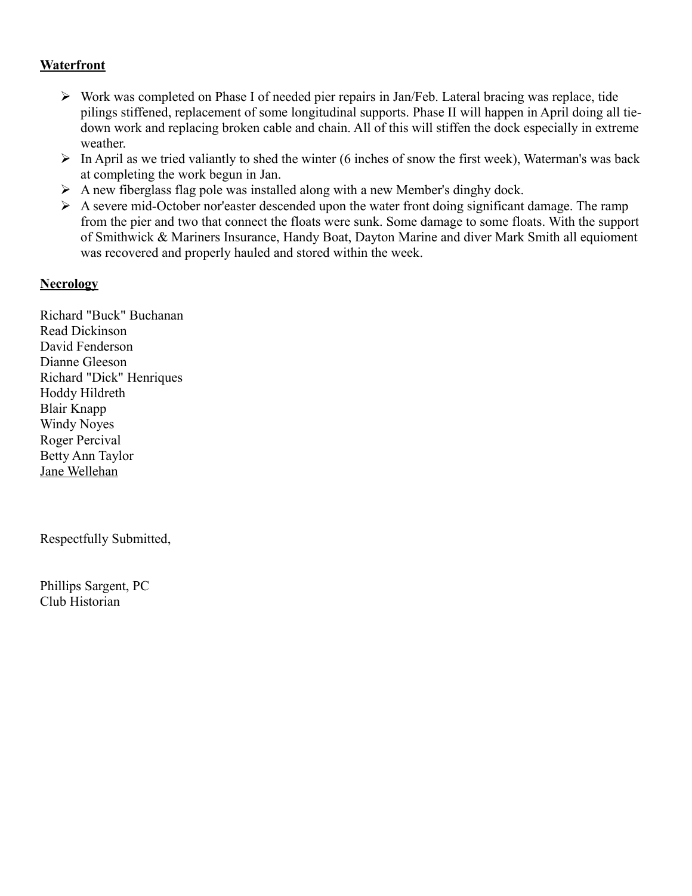## Waterfront

- Work was completed on Phase I of needed pier repairs in Jan/Feb. Lateral bracing was replace, tide pilings stiffened, replacement of some longitudinal supports. Phase II will happen in April doing all tie-down work and replacing broken cable and chain. All of this will stiffen the dock especially in extreme weather.
- In April as we tried valiantly to shed the winter (6 inches of snow the first week), Waterman's was back at completing the work begun in Jan.
- A new fiberglass flag pole was installed along with a new Member's dinghy dock.
- A severe mid-October nor'easter descended upon the water front doing significant damage. The ramp from the pier and two that connect the floats were sunk. Some damage to some floats. With the support of Smithwick & Mariners Insurance, Handy Boat, Dayton Marine and diver Mark Smith all equioment was recovered and properly hauled and stored within the week.

## Necrology

Richard "Buck" Buchanan
Read Dickinson
David Fenderson
Dianne Gleeson
Richard "Dick" Henriques
Hoddy Hildreth
Blair Knapp
Windy Noyes
Roger Percival
Betty Ann Taylor
Jane Wellehan

Respectfully Submitted,

Phillips Sargent, PC
Club Historian